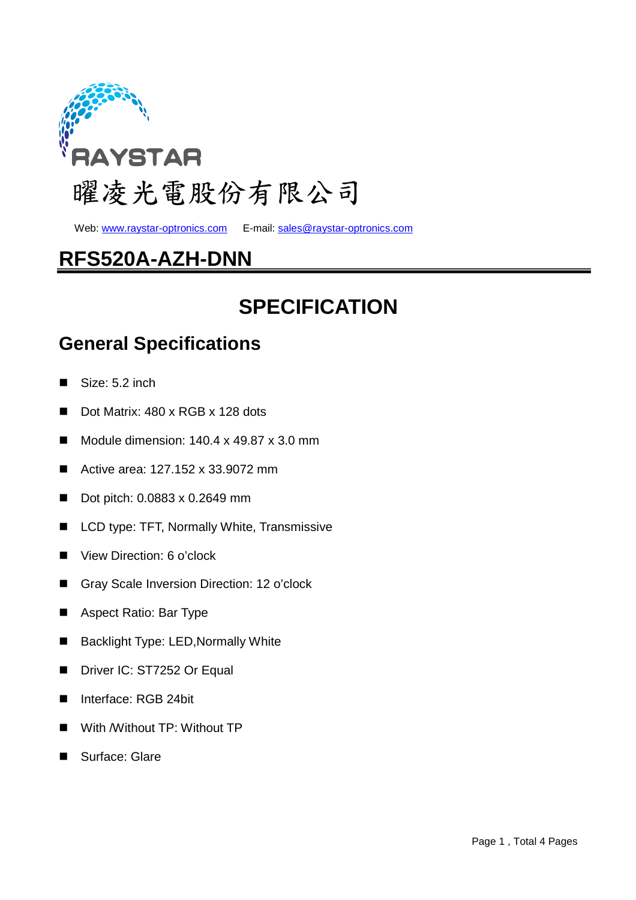RAYSTAR

曜凌光電股份有限公司

Web: www.raystar-optronics.com E-mail: sales@raystar-optronics.com

# RFS520A-AZH-DNN

# SPECIFICATION

## General Specifications

- Size: 5.2 inch
- Dot Matrix: 480 x RGB x 128 dots
- Module dimension: 140.4 x 49.87 x 3.0 mm
- Active area: 127.152 x 33.9072 mm
- Dot pitch: 0.0883 x 0.2649 mm
- LCD type: TFT, Normally White, Transmissive
- View Direction: 6 o'clock
- Gray Scale Inversion Direction: 12 o'clock
- Aspect Ratio: Bar Type
- Backlight Type: LED,Normally White
- Driver IC: ST7252 Or Equal
- Interface: RGB 24bit
- With /Without TP: Without TP
- Surface: Glare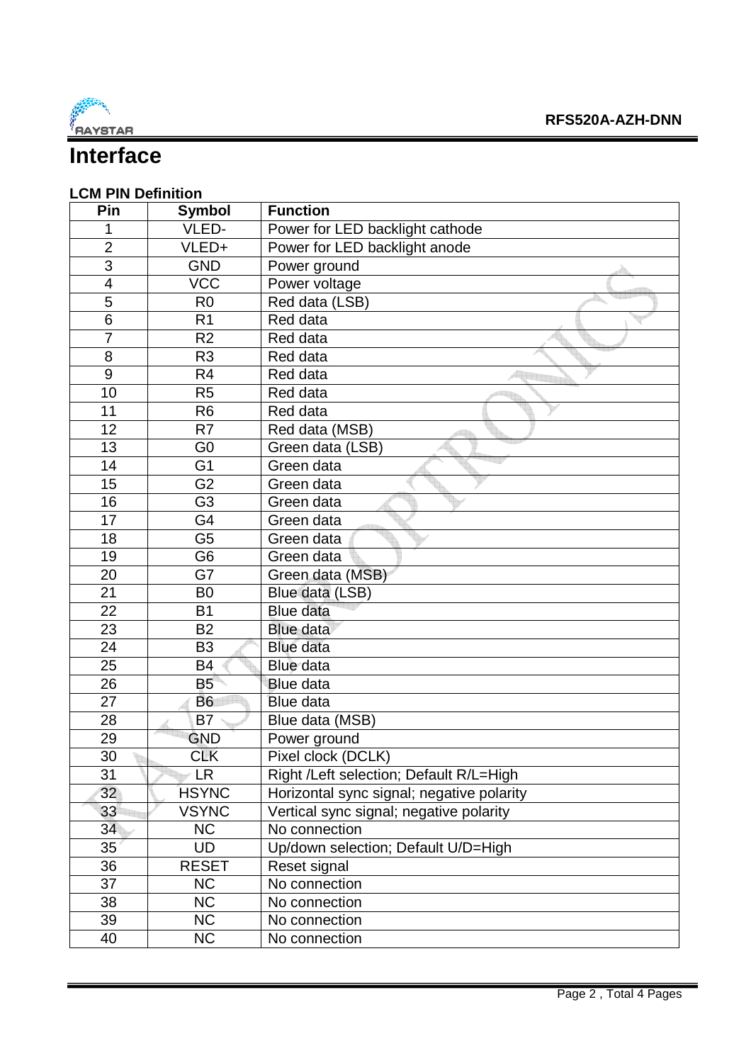# Interface

**LCM PIN Definition**

| Pin | Symbol | Function |
|---|---|---|
| 1 | VLED- | Power for LED backlight cathode |
| 2 | VLED+ | Power for LED backlight anode |
| 3 | GND | Power ground |
| 4 | VCC | Power voltage |
| 5 | R0 | Red data (LSB) |
| 6 | R1 | Red data |
| 7 | R2 | Red data |
| 8 | R3 | Red data |
| 9 | R4 | Red data |
| 10 | R5 | Red data |
| 11 | R6 | Red data |
| 12 | R7 | Red data (MSB) |
| 13 | G0 | Green data (LSB) |
| 14 | G1 | Green data |
| 15 | G2 | Green data |
| 16 | G3 | Green data |
| 17 | G4 | Green data |
| 18 | G5 | Green data |
| 19 | G6 | Green data |
| 20 | G7 | Green data (MSB) |
| 21 | B0 | Blue data (LSB) |
| 22 | B1 | Blue data |
| 23 | B2 | Blue data |
| 24 | B3 | Blue data |
| 25 | B4 | Blue data |
| 26 | B5 | Blue data |
| 27 | B6 | Blue data |
| 28 | B7 | Blue data (MSB) |
| 29 | GND | Power ground |
| 30 | CLK | Pixel clock (DCLK) |
| 31 | LR | Right /Left selection; Default R/L=High |
| 32 | HSYNC | Horizontal sync signal; negative polarity |
| 33 | VSYNC | Vertical sync signal; negative polarity |
| 34 | NC | No connection |
| 35 | UD | Up/down selection; Default U/D=High |
| 36 | RESET | Reset signal |
| 37 | NC | No connection |
| 38 | NC | No connection |
| 39 | NC | No connection |
| 40 | NC | No connection |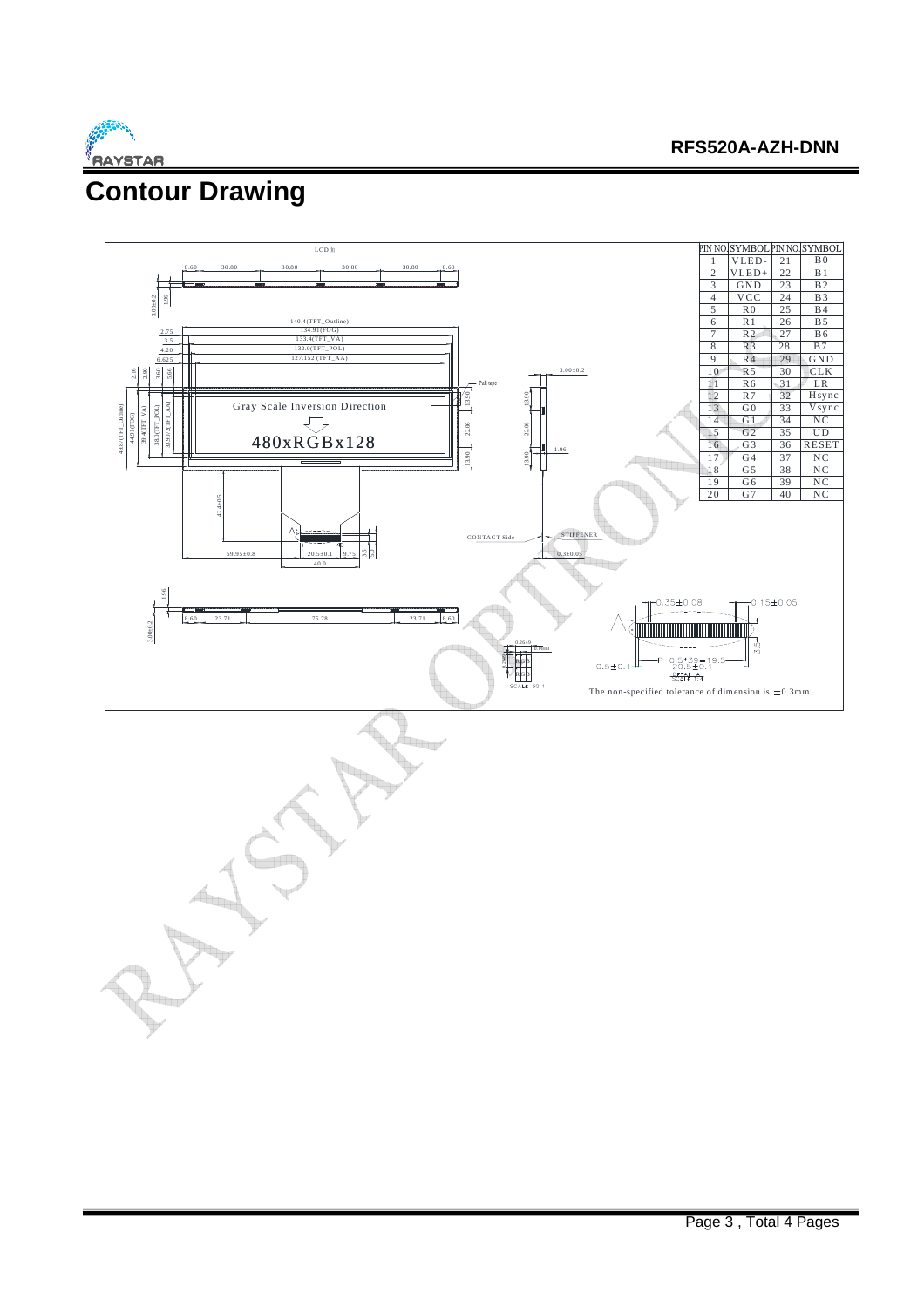# Contour Drawing

| PIN NO. | SYMBOL | PIN NO. | SYMBOL |
|---|---|---|---|
| 1 | VLED- | 21 | B0 |
| 2 | VLED+ | 22 | B1 |
| 3 | GND | 23 | B2 |
| 4 | VCC | 24 | B3 |
| 5 | R0 | 25 | B4 |
| 6 | R1 | 26 | B5 |
| 7 | R2 | 27 | B6 |
| 8 | R3 | 28 | B7 |
| 9 | R4 | 29 | GND |
| 10 | R5 | 30 | CLK |
| 11 | R6 | 31 | LR |
| 12 | R7 | 32 | Hsync |
| 13 | G0 | 33 | Vsync |
| 14 | G1 | 34 | NC |
| 15 | G2 | 35 | UD |
| 16 | G3 | 36 | RESET |
| 17 | G4 | 37 | NC |
| 18 | G5 | 38 | NC |
| 19 | G6 | 39 | NC |
| 20 | G7 | 40 | NC |

Gray Scale Inversion Direction

480xRGBx128

The non-specified tolerance of dimension is ±0.3mm.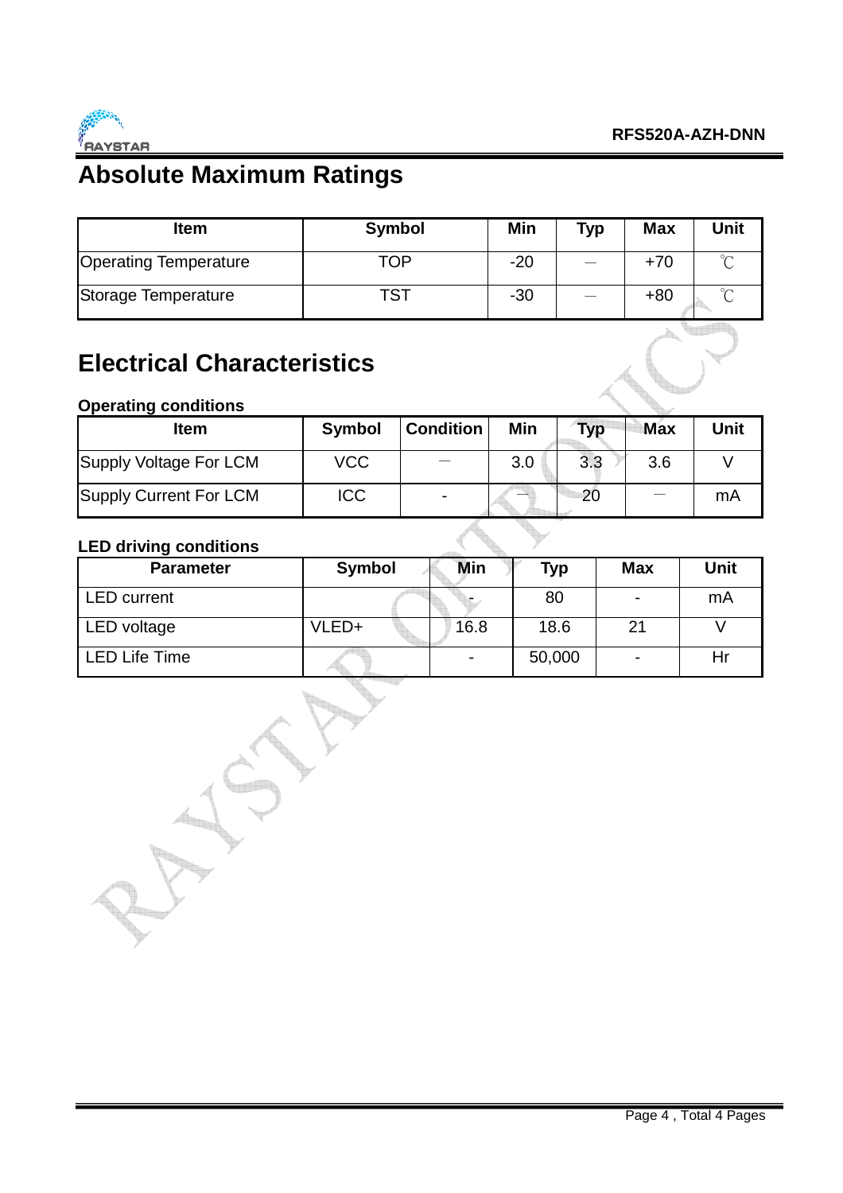# Absolute Maximum Ratings

| Item | Symbol | Min | Typ | Max | Unit |
|---|---|---|---|---|---|
| Operating Temperature | TOP | -20 | — | +70 | ℃ |
| Storage Temperature | TST | -30 | — | +80 | ℃ |

# Electrical Characteristics

**Operating conditions**

| Item | Symbol | Condition | Min | Typ | Max | Unit |
|---|---|---|---|---|---|---|
| Supply Voltage For LCM | VCC | — | 3.0 | 3.3 | 3.6 | V |
| Supply Current For LCM | ICC | - | — | 20 | — | mA |

**LED driving conditions**

| Parameter | Symbol | Min | Typ | Max | Unit |
|---|---|---|---|---|---|
| LED current | | - | 80 | - | mA |
| LED voltage | VLED+ | 16.8 | 18.6 | 21 | V |
| LED Life Time | | - | 50,000 | - | Hr |